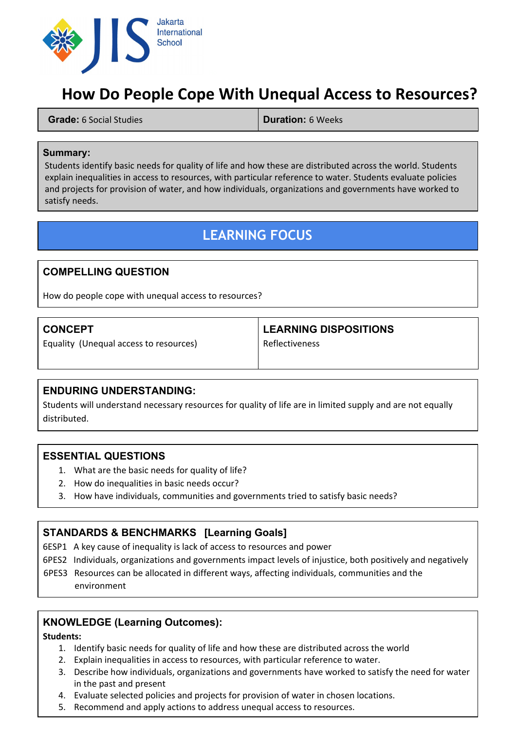Jakarta International School

# How Do People Cope With Unequal Access to Resources?

| **Grade:** 6 Social Studies | **Duration:** 6 Weeks |
|---|---|

**Summary:**
Students identify basic needs for quality of life and how these are distributed across the world. Students explain inequalities in access to resources, with particular reference to water. Students evaluate policies and projects for provision of water, and how individuals, organizations and governments have worked to satisfy needs.

## LEARNING FOCUS

### COMPELLING QUESTION

How do people cope with unequal access to resources?

| **CONCEPT** | **LEARNING DISPOSITIONS** |
|---|---|
| Equality (Unequal access to resources) | Reflectiveness |

### ENDURING UNDERSTANDING:

Students will understand necessary resources for quality of life are in limited supply and are not equally distributed.

### ESSENTIAL QUESTIONS

1. What are the basic needs for quality of life?
2. How do inequalities in basic needs occur?
3. How have individuals, communities and governments tried to satisfy basic needs?

### STANDARDS & BENCHMARKS [Learning Goals]

6ESP1 A key cause of inequality is lack of access to resources and power

6PES2 Individuals, organizations and governments impact levels of injustice, both positively and negatively

6PES3 Resources can be allocated in different ways, affecting individuals, communities and the environment

### KNOWLEDGE (Learning Outcomes):

**Students:**

1. Identify basic needs for quality of life and how these are distributed across the world
2. Explain inequalities in access to resources, with particular reference to water.
3. Describe how individuals, organizations and governments have worked to satisfy the need for water in the past and present
4. Evaluate selected policies and projects for provision of water in chosen locations.
5. Recommend and apply actions to address unequal access to resources.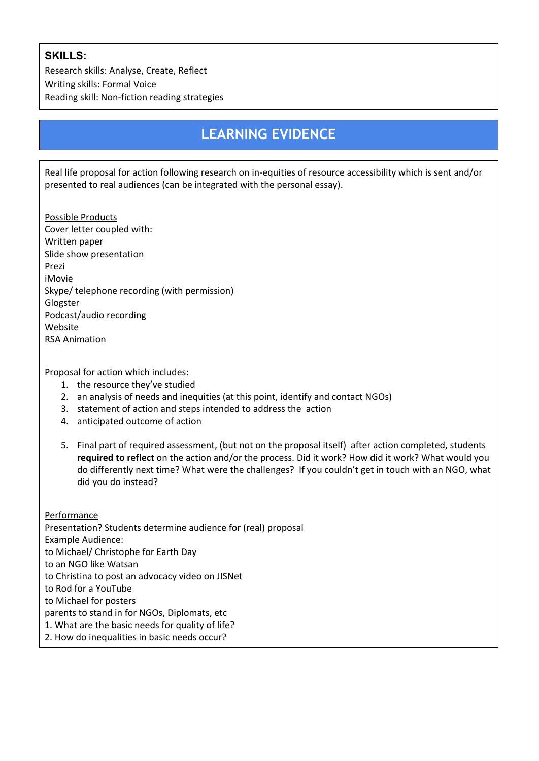### SKILLS:

Research skills: Analyse, Create, Reflect
Writing skills: Formal Voice
Reading skill: Non-fiction reading strategies

## LEARNING EVIDENCE

Real life proposal for action following research on in-equities of resource accessibility which is sent and/or presented to real audiences (can be integrated with the personal essay).

<u>Possible Products</u>
Cover letter coupled with:
Written paper
Slide show presentation
Prezi
iMovie
Skype/ telephone recording (with permission)
Glogster
Podcast/audio recording
Website
RSA Animation

Proposal for action which includes:

1. the resource they've studied
2. an analysis of needs and inequities (at this point, identify and contact NGOs)
3. statement of action and steps intended to address the action
4. anticipated outcome of action
5. Final part of required assessment, (but not on the proposal itself) after action completed, students **required to reflect** on the action and/or the process. Did it work? How did it work? What would you do differently next time? What were the challenges? If you couldn't get in touch with an NGO, what did you do instead?

<u>Performance</u>
Presentation? Students determine audience for (real) proposal
Example Audience:
to Michael/ Christophe for Earth Day
to an NGO like Watsan
to Christina to post an advocacy video on JISNet
to Rod for a YouTube
to Michael for posters
parents to stand in for NGOs, Diplomats, etc
1. What are the basic needs for quality of life?
2. How do inequalities in basic needs occur?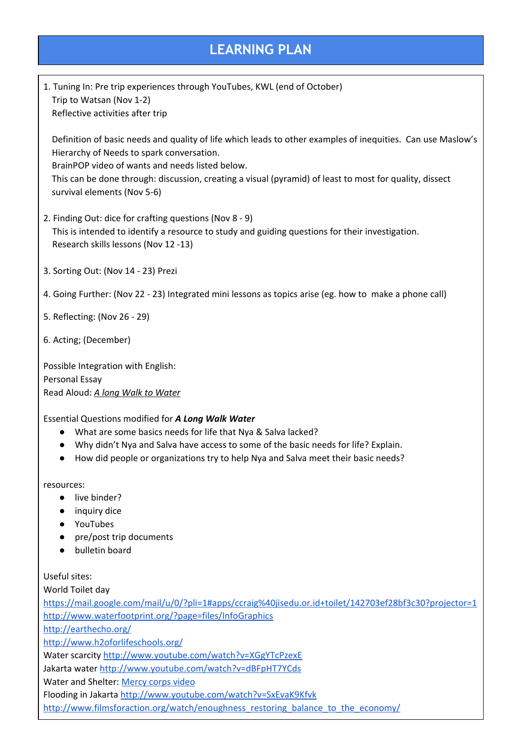# LEARNING PLAN

1. Tuning In: Pre trip experiences through YouTubes, KWL (end of October)
   Trip to Watsan (Nov 1-2)
   Reflective activities after trip

   Definition of basic needs and quality of life which leads to other examples of inequities. Can use Maslow's Hierarchy of Needs to spark conversation.
   BrainPOP video of wants and needs listed below.
   This can be done through: discussion, creating a visual (pyramid) of least to most for quality, dissect survival elements (Nov 5-6)

2. Finding Out: dice for crafting questions (Nov 8 - 9)
   This is intended to identify a resource to study and guiding questions for their investigation.
   Research skills lessons (Nov 12 -13)

3. Sorting Out: (Nov 14 - 23) Prezi

4. Going Further: (Nov 22 - 23) Integrated mini lessons as topics arise (eg. how to make a phone call)

5. Reflecting: (Nov 26 - 29)

6. Acting; (December)

Possible Integration with English:
Personal Essay
Read Aloud: *A long Walk to Water*

Essential Questions modified for ***A Long Walk Water***

- What are some basics needs for life that Nya & Salva lacked?
- Why didn't Nya and Salva have access to some of the basic needs for life? Explain.
- How did people or organizations try to help Nya and Salva meet their basic needs?

resources:

- live binder?
- inquiry dice
- YouTubes
- pre/post trip documents
- bulletin board

Useful sites:
World Toilet day
https://mail.google.com/mail/u/0/?pli=1#apps/ccraig%40jisedu.or.id+toilet/142703ef28bf3c30?projector=1
http://www.waterfootprint.org/?page=files/InfoGraphics
http://earthecho.org/
http://www.h2oforlifeschools.org/
Water scarcity http://www.youtube.com/watch?v=XGgYTcPzexE
Jakarta water http://www.youtube.com/watch?v=dBFpHT7YCds
Water and Shelter: Mercy corps video
Flooding in Jakarta http://www.youtube.com/watch?v=SxEvaK9Kfvk
http://www.filmsforaction.org/watch/enoughness_restoring_balance_to_the_economy/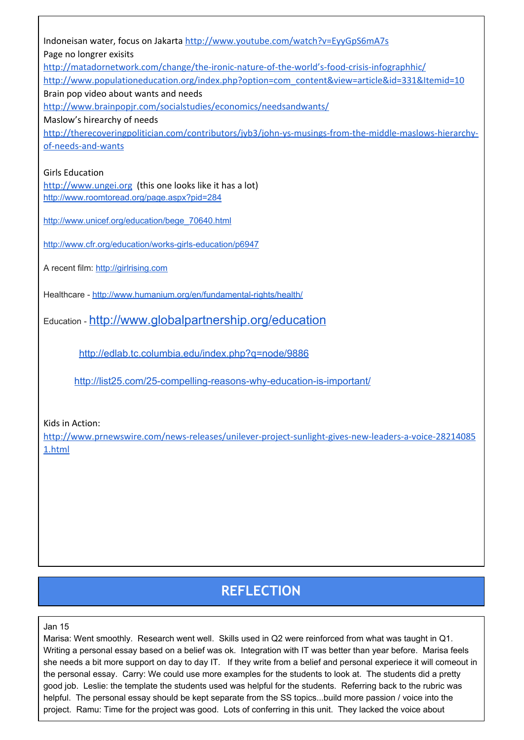Indoneisan water, focus on Jakarta http://www.youtube.com/watch?v=EyyGpS6mA7s

Page no longrer exisits

http://matadornetwork.com/change/the-ironic-nature-of-the-world's-food-crisis-infographhic/

http://www.populationeducation.org/index.php?option=com_content&view=article&id=331&Itemid=10

Brain pop video about wants and needs

http://www.brainpopjr.com/socialstudies/economics/needsandwants/

Maslow's hirearchy of needs

http://therecoveringpolitician.com/contributors/jyb3/john-ys-musings-from-the-middle-maslows-hierarchy-of-needs-and-wants

Girls Education

http://www.ungei.org (this one looks like it has a lot)

http://www.roomtoread.org/page.aspx?pid=284

http://www.unicef.org/education/bege_70640.html

http://www.cfr.org/education/works-girls-education/p6947

A recent film: http://girlrising.com

Healthcare - http://www.humanium.org/en/fundamental-rights/health/

Education - http://www.globalpartnership.org/education

http://edlab.tc.columbia.edu/index.php?q=node/9886

http://list25.com/25-compelling-reasons-why-education-is-important/

Kids in Action:

http://www.prnewswire.com/news-releases/unilever-project-sunlight-gives-new-leaders-a-voice-282140851.html

## REFLECTION

Jan 15

Marisa: Went smoothly. Research went well. Skills used in Q2 were reinforced from what was taught in Q1. Writing a personal essay based on a belief was ok. Integration with IT was better than year before. Marisa feels she needs a bit more support on day to day IT. If they write from a belief and personal experiece it will comeout in the personal essay. Carry: We could use more examples for the students to look at. The students did a pretty good job. Leslie: the template the students used was helpful for the students. Referring back to the rubric was helpful. The personal essay should be kept separate from the SS topics...build more passion / voice into the project. Ramu: Time for the project was good. Lots of conferring in this unit. They lacked the voice about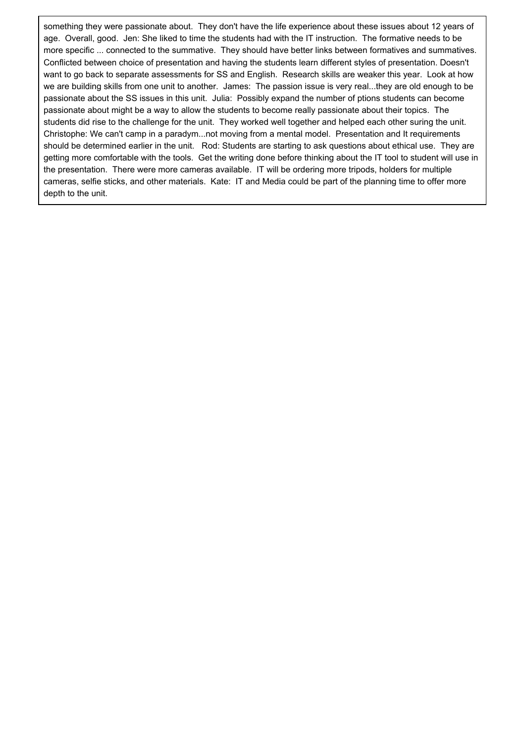something they were passionate about. They don't have the life experience about these issues about 12 years of age. Overall, good. Jen: She liked to time the students had with the IT instruction. The formative needs to be more specific ... connected to the summative. They should have better links between formatives and summatives. Conflicted between choice of presentation and having the students learn different styles of presentation. Doesn't want to go back to separate assessments for SS and English. Research skills are weaker this year. Look at how we are building skills from one unit to another. James: The passion issue is very real...they are old enough to be passionate about the SS issues in this unit. Julia: Possibly expand the number of ptions students can become passionate about might be a way to allow the students to become really passionate about their topics. The students did rise to the challenge for the unit. They worked well together and helped each other suring the unit. Christophe: We can't camp in a paradym...not moving from a mental model. Presentation and It requirements should be determined earlier in the unit. Rod: Students are starting to ask questions about ethical use. They are getting more comfortable with the tools. Get the writing done before thinking about the IT tool to student will use in the presentation. There were more cameras available. IT will be ordering more tripods, holders for multiple cameras, selfie sticks, and other materials. Kate: IT and Media could be part of the planning time to offer more depth to the unit.